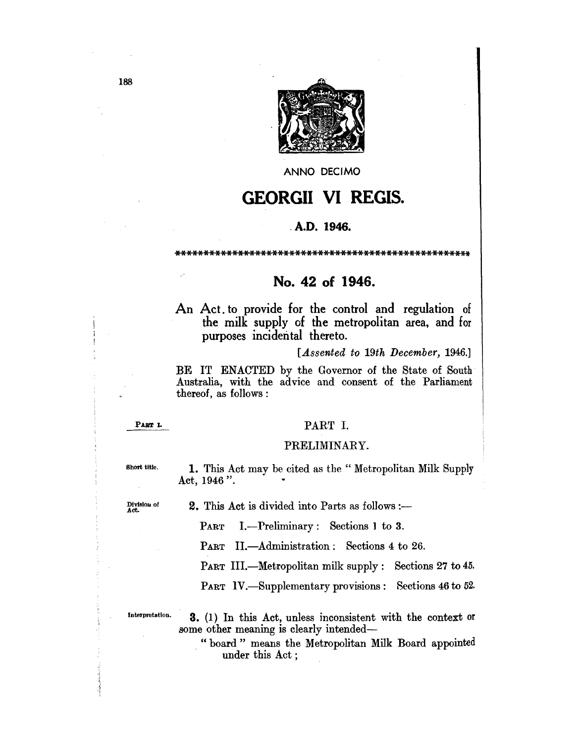ANNO DECIMO

# GEORGII VI REGIS.

**A.D. 1946.**

\*\*\*\*\*\*\*\*\*\*\*\*\*\*\*\*\*\*\*\*\*\*\*\*\*\*\*\*\*\*\*\*\*\*\*\*\*\*\*\*\*\*\*\*\*\*\*\*\*\*\*\*\*\*\*

## No. 42 of 1946.

An Act to provide for the control and regulation of the milk supply of the metropolitan area, and for purposes incidental thereto.

[*Assented to 19th December, 1946.*]

BE IT ENACTED by the Governor of the State of South Australia, with the advice and consent of the Parliament thereof, as follows:

PART I.

### PART I.

### PRELIMINARY.

Short title.

**1.** This Act may be cited as the "Metropolitan Milk Supply Act, 1946".

Division of Act.

**2.** This Act is divided into Parts as follows:—

PART I.—Preliminary: Sections 1 to 3.

PART II.—Administration: Sections 4 to 26.

PART III.—Metropolitan milk supply: Sections 27 to 45.

PART IV.—Supplementary provisions: Sections 46 to 52.

Interpretation.

**3.** (1) In this Act, unless inconsistent with the context or some other meaning is clearly intended—

"board" means the Metropolitan Milk Board appointed under this Act;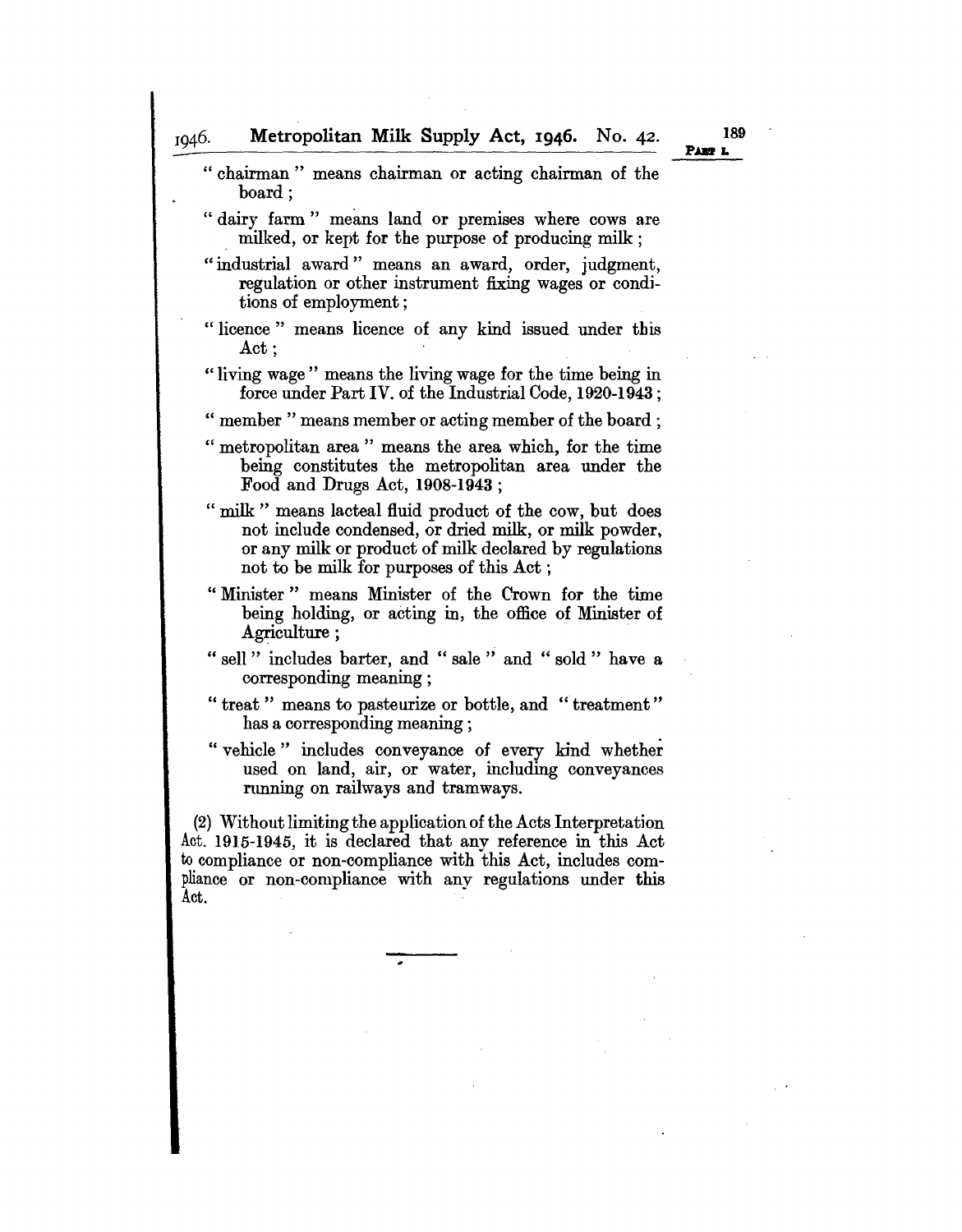"chairman" means chairman or acting chairman of the board;

"dairy farm" means land or premises where cows are milked, or kept for the purpose of producing milk;

"industrial award" means an award, order, judgment, regulation or other instrument fixing wages or conditions of employment;

"licence" means licence of any kind issued under this Act;

"living wage" means the living wage for the time being in force under Part IV. of the Industrial Code, 1920-1943;

"member" means member or acting member of the board;

"metropolitan area" means the area which, for the time being constitutes the metropolitan area under the Food and Drugs Act, 1908-1943;

"milk" means lacteal fluid product of the cow, but does not include condensed, or dried milk, or milk powder, or any milk or product of milk declared by regulations not to be milk for purposes of this Act;

"Minister" means Minister of the Crown for the time being holding, or acting in, the office of Minister of Agriculture;

"sell" includes barter, and "sale" and "sold" have a corresponding meaning;

"treat" means to pasteurize or bottle, and "treatment" has a corresponding meaning;

"vehicle" includes conveyance of every kind whether used on land, air, or water, including conveyances running on railways and tramways.

(2) Without limiting the application of the Acts Interpretation Act, 1915-1945, it is declared that any reference in this Act to compliance or non-compliance with this Act, includes compliance or non-compliance with any regulations under this Act.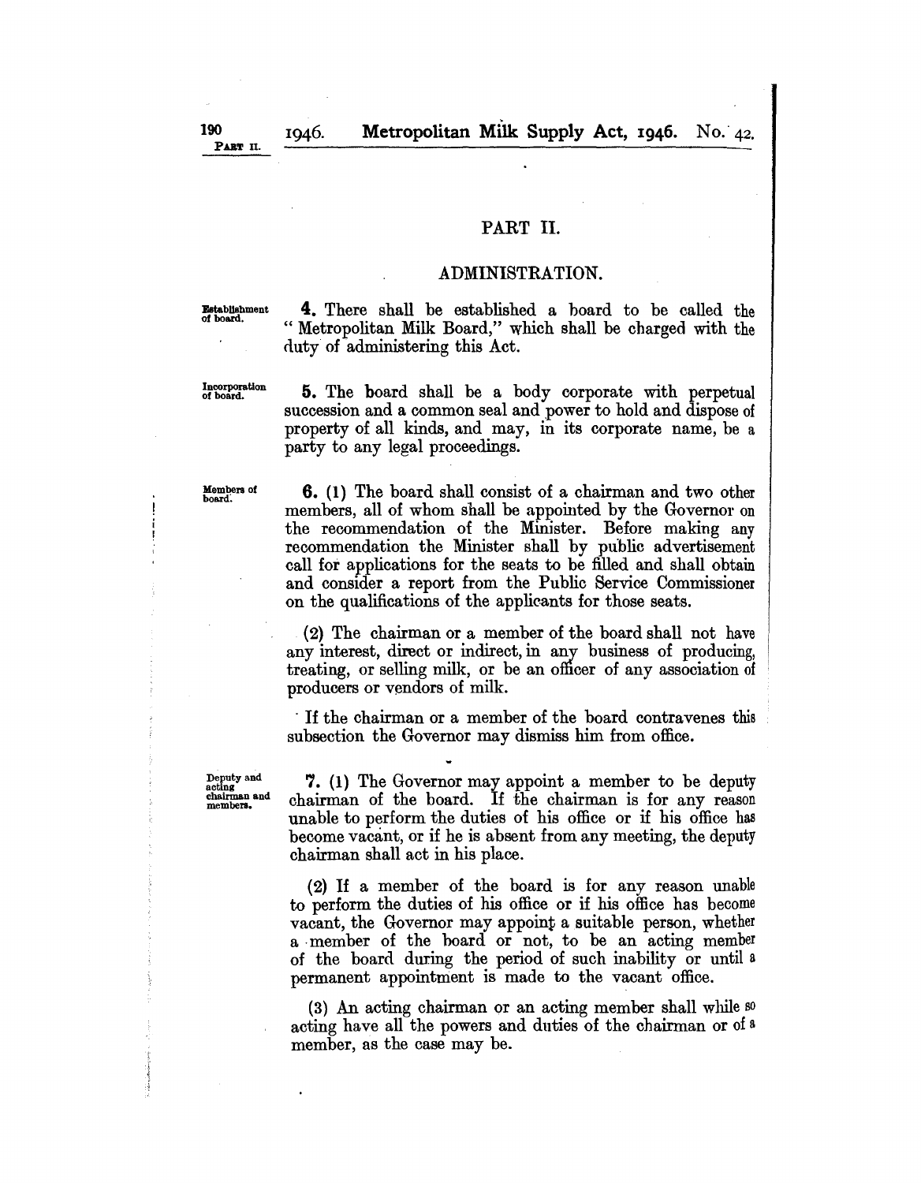## PART II.

## ADMINISTRATION.

Establishment of board.

**4.** There shall be established a board to be called the "Metropolitan Milk Board," which shall be charged with the duty of administering this Act.

Incorporation of board.

**5.** The board shall be a body corporate with perpetual succession and a common seal and power to hold and dispose of property of all kinds, and may, in its corporate name, be a party to any legal proceedings.

Members of board.

**6.** (1) The board shall consist of a chairman and two other members, all of whom shall be appointed by the Governor on the recommendation of the Minister. Before making any recommendation the Minister shall by public advertisement call for applications for the seats to be filled and shall obtain and consider a report from the Public Service Commissioner on the qualifications of the applicants for those seats.

(2) The chairman or a member of the board shall not have any interest, direct or indirect, in any business of producing, treating, or selling milk, or be an officer of any association of producers or vendors of milk.

If the chairman or a member of the board contravenes this subsection the Governor may dismiss him from office.

Deputy and acting chairman and members.

**7.** (1) The Governor may appoint a member to be deputy chairman of the board. If the chairman is for any reason unable to perform the duties of his office or if his office has become vacant, or if he is absent from any meeting, the deputy chairman shall act in his place.

(2) If a member of the board is for any reason unable to perform the duties of his office or if his office has become vacant, the Governor may appoint a suitable person, whether a member of the board or not, to be an acting member of the board during the period of such inability or until a permanent appointment is made to the vacant office.

(3) An acting chairman or an acting member shall while so acting have all the powers and duties of the chairman or of a member, as the case may be.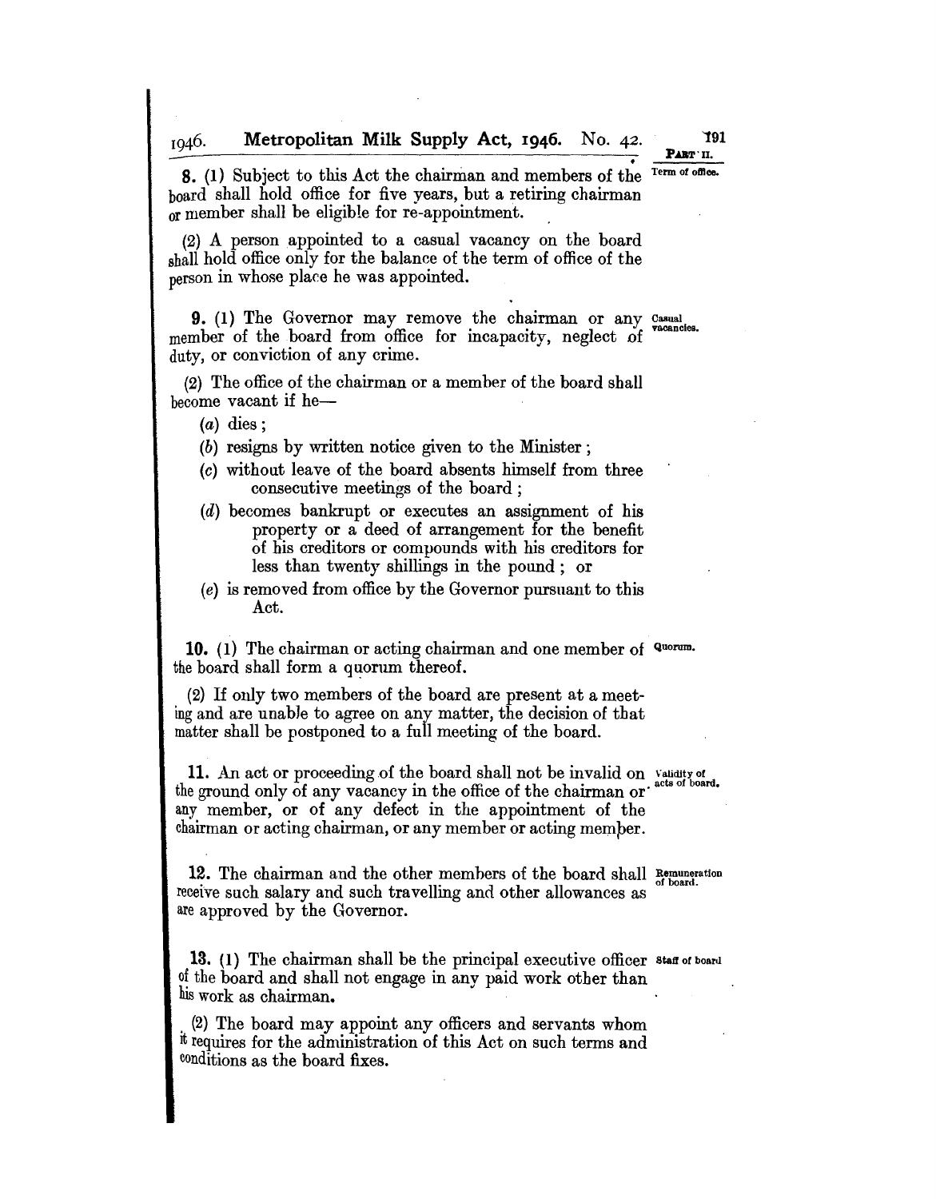**8.** (1) Subject to this Act the chairman and members of the board shall hold office for five years, but a retiring chairman or member shall be eligible for re-appointment.

Term of office.

(2) A person appointed to a casual vacancy on the board shall hold office only for the balance of the term of office of the person in whose place he was appointed.

**9.** (1) The Governor may remove the chairman or any member of the board from office for incapacity, neglect of duty, or conviction of any crime.

Casual vacancies.

(2) The office of the chairman or a member of the board shall become vacant if he—

(*a*) dies;

(*b*) resigns by written notice given to the Minister;

(*c*) without leave of the board absents himself from three consecutive meetings of the board;

(*d*) becomes bankrupt or executes an assignment of his property or a deed of arrangement for the benefit of his creditors or compounds with his creditors for less than twenty shillings in the pound; or

(*e*) is removed from office by the Governor pursuant to this Act.

**10.** (1) The chairman or acting chairman and one member of the board shall form a quorum thereof.

Quorum.

(2) If only two members of the board are present at a meeting and are unable to agree on any matter, the decision of that matter shall be postponed to a full meeting of the board.

**11.** An act or proceeding of the board shall not be invalid on the ground only of any vacancy in the office of the chairman or any member, or of any defect in the appointment of the chairman or acting chairman, or any member or acting member.

Validity of acts of board.

**12.** The chairman and the other members of the board shall receive such salary and such travelling and other allowances as are approved by the Governor.

Remuneration of board.

**13.** (1) The chairman shall be the principal executive officer of the board and shall not engage in any paid work other than his work as chairman.

Staff of board

(2) The board may appoint any officers and servants whom it requires for the administration of this Act on such terms and conditions as the board fixes.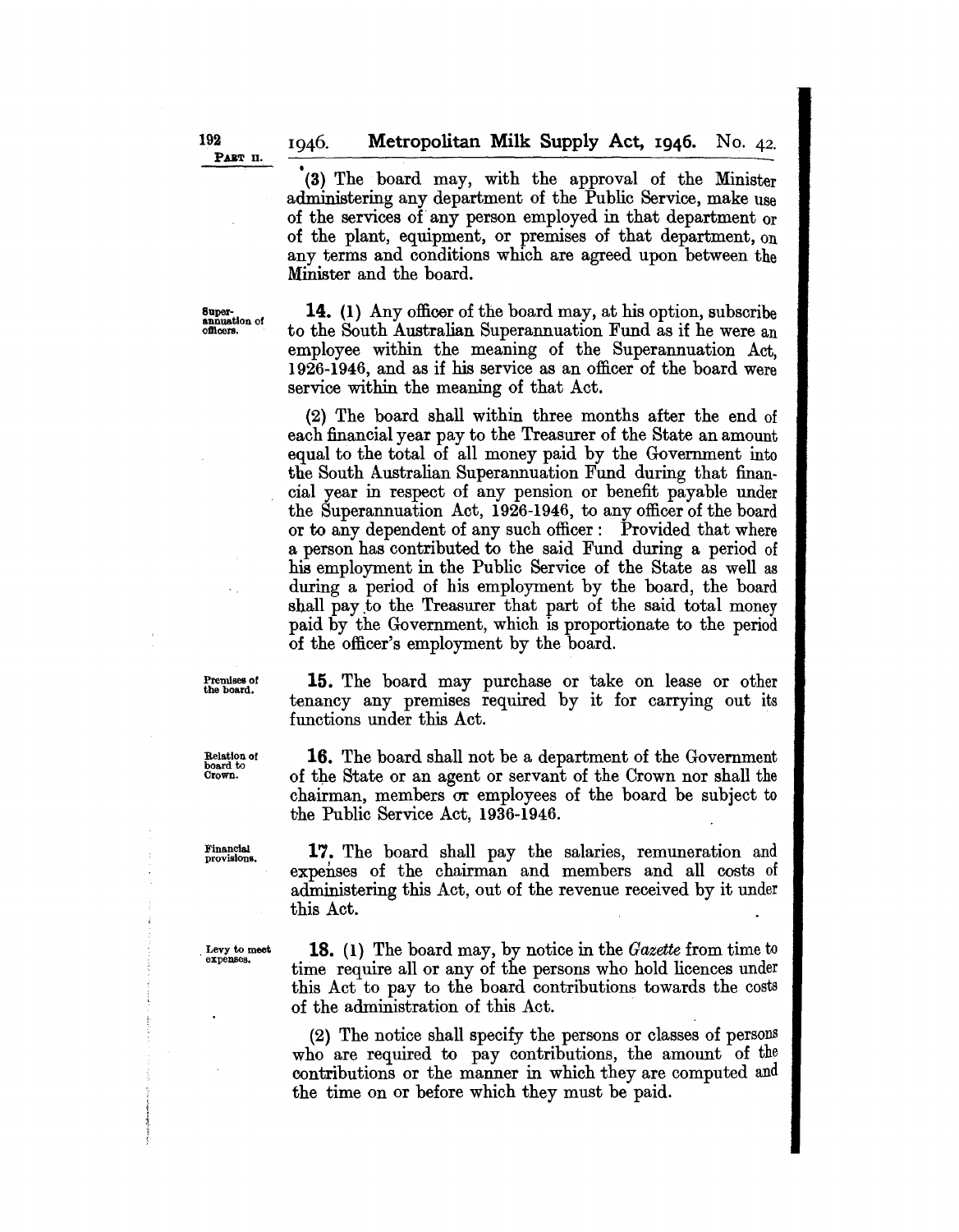(3) The board may, with the approval of the Minister administering any department of the Public Service, make use of the services of any person employed in that department or of the plant, equipment, or premises of that department, on any terms and conditions which are agreed upon between the Minister and the board.

Superannuation of officers.

**14.** (1) Any officer of the board may, at his option, subscribe to the South Australian Superannuation Fund as if he were an employee within the meaning of the Superannuation Act, 1926-1946, and as if his service as an officer of the board were service within the meaning of that Act.

(2) The board shall within three months after the end of each financial year pay to the Treasurer of the State an amount equal to the total of all money paid by the Government into the South Australian Superannuation Fund during that financial year in respect of any pension or benefit payable under the Superannuation Act, 1926-1946, to any officer of the board or to any dependent of any such officer: Provided that where a person has contributed to the said Fund during a period of his employment in the Public Service of the State as well as during a period of his employment by the board, the board shall pay to the Treasurer that part of the said total money paid by the Government, which is proportionate to the period of the officer's employment by the board.

Premises of the board.

**15.** The board may purchase or take on lease or other tenancy any premises required by it for carrying out its functions under this Act.

Relation of board to Crown.

**16.** The board shall not be a department of the Government of the State or an agent or servant of the Crown nor shall the chairman, members or employees of the board be subject to the Public Service Act, 1936-1946.

Financial provisions.

**17.** The board shall pay the salaries, remuneration and expenses of the chairman and members and all costs of administering this Act, out of the revenue received by it under this Act.

Levy to meet expenses.

**18.** (1) The board may, by notice in the *Gazette* from time to time require all or any of the persons who hold licences under this Act to pay to the board contributions towards the costs of the administration of this Act.

(2) The notice shall specify the persons or classes of persons who are required to pay contributions, the amount of the contributions or the manner in which they are computed and the time on or before which they must be paid.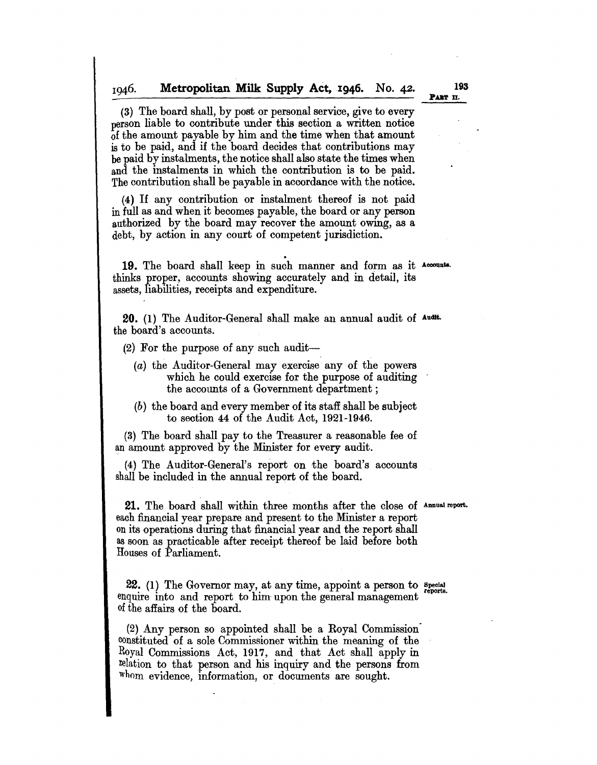(3) The board shall, by post or personal service, give to every person liable to contribute under this section a written notice of the amount payable by him and the time when that amount is to be paid, and if the board decides that contributions may be paid by instalments, the notice shall also state the times when and the instalments in which the contribution is to be paid. The contribution shall be payable in accordance with the notice.

(4) If any contribution or instalment thereof is not paid in full as and when it becomes payable, the board or any person authorized by the board may recover the amount owing, as a debt, by action in any court of competent jurisdiction.

**19.** The board shall keep in such manner and form as it thinks proper, accounts showing accurately and in detail, its assets, liabilities, receipts and expenditure. Accounts.

**20.** (1) The Auditor-General shall make an annual audit of the board's accounts. Audit.

(2) For the purpose of any such audit—

(*a*) the Auditor-General may exercise any of the powers which he could exercise for the purpose of auditing the accounts of a Government department;

(*b*) the board and every member of its staff shall be subject to section 44 of the Audit Act, 1921-1946.

(3) The board shall pay to the Treasurer a reasonable fee of an amount approved by the Minister for every audit.

(4) The Auditor-General's report on the board's accounts shall be included in the annual report of the board.

**21.** The board shall within three months after the close of each financial year prepare and present to the Minister a report on its operations during that financial year and the report shall as soon as practicable after receipt thereof be laid before both Houses of Parliament. Annual report.

**22.** (1) The Governor may, at any time, appoint a person to enquire into and report to him upon the general management of the affairs of the board. Special reports.

(2) Any person so appointed shall be a Royal Commission constituted of a sole Commissioner within the meaning of the Royal Commissions Act, 1917, and that Act shall apply in relation to that person and his inquiry and the persons from whom evidence, information, or documents are sought.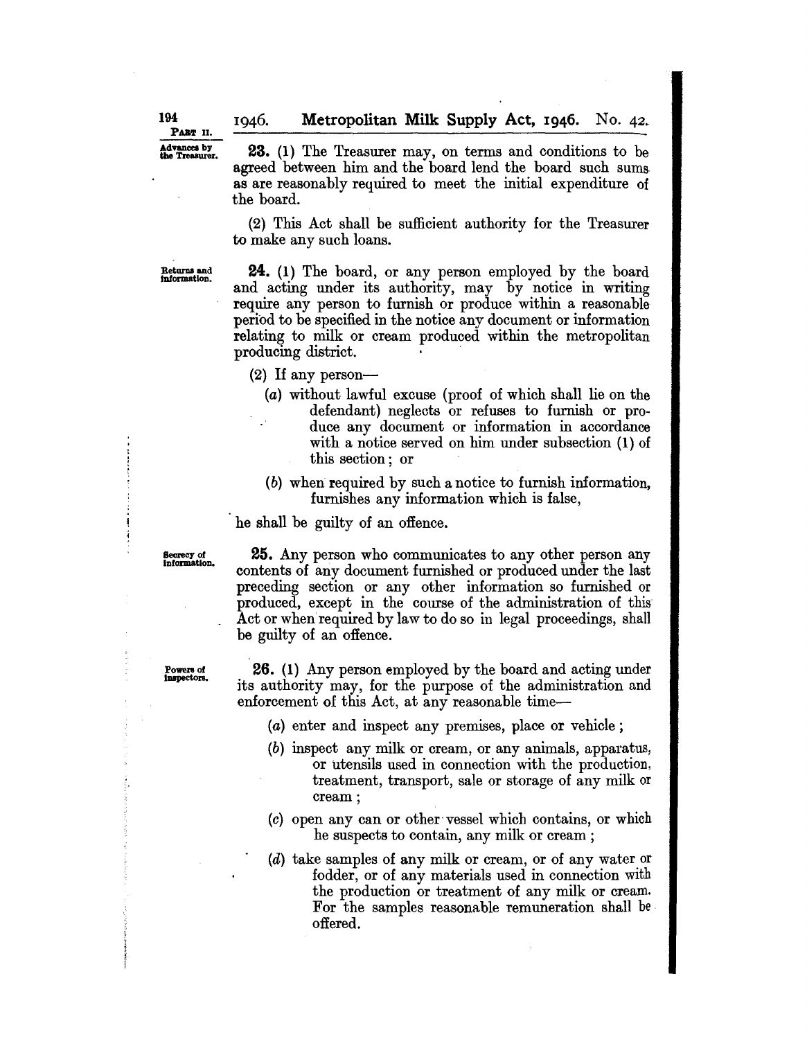*Advances by the Treasurer.*

**23.** (1) The Treasurer may, on terms and conditions to be agreed between him and the board lend the board such sums as are reasonably required to meet the initial expenditure of the board.

(2) This Act shall be sufficient authority for the Treasurer to make any such loans.

*Returns and information.*

**24.** (1) The board, or any person employed by the board and acting under its authority, may by notice in writing require any person to furnish or produce within a reasonable period to be specified in the notice any document or information relating to milk or cream produced within the metropolitan producing district.

(2) If any person—

(*a*) without lawful excuse (proof of which shall lie on the defendant) neglects or refuses to furnish or produce any document or information in accordance with a notice served on him under subsection (1) of this section; or

(*b*) when required by such a notice to furnish information, furnishes any information which is false,

he shall be guilty of an offence.

*Secrecy of information.*

**25.** Any person who communicates to any other person any contents of any document furnished or produced under the last preceding section or any other information so furnished or produced, except in the course of the administration of this Act or when required by law to do so in legal proceedings, shall be guilty of an offence.

*Powers of inspectors.*

**26.** (1) Any person employed by the board and acting under its authority may, for the purpose of the administration and enforcement of this Act, at any reasonable time—

(*a*) enter and inspect any premises, place or vehicle;

(*b*) inspect any milk or cream, or any animals, apparatus, or utensils used in connection with the production, treatment, transport, sale or storage of any milk or cream;

(*c*) open any can or other vessel which contains, or which he suspects to contain, any milk or cream;

(*d*) take samples of any milk or cream, or of any water or fodder, or of any materials used in connection with the production or treatment of any milk or cream. For the samples reasonable remuneration shall be offered.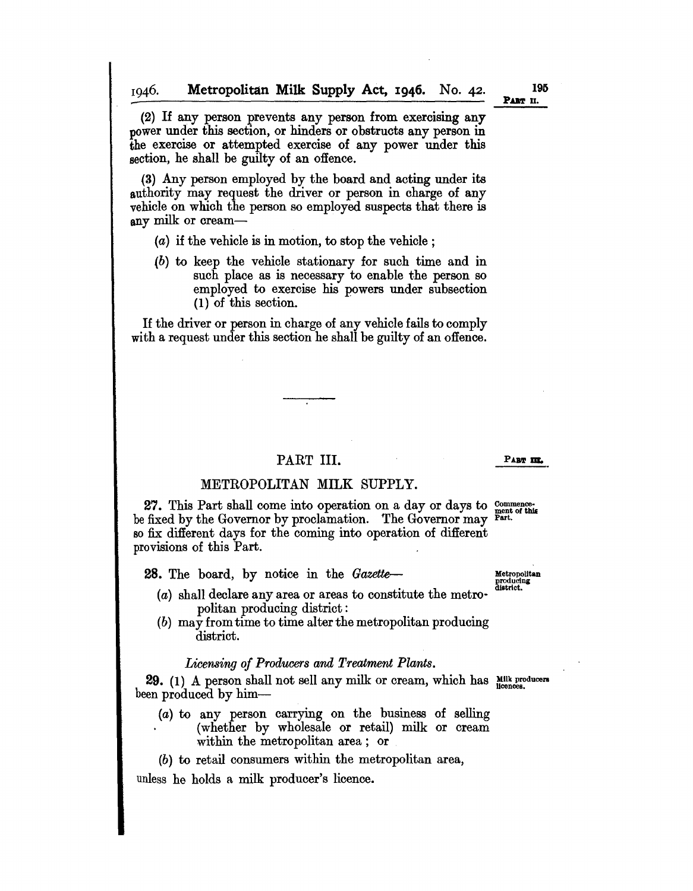(2) If any person prevents any person from exercising any power under this section, or hinders or obstructs any person in the exercise or attempted exercise of any power under this section, he shall be guilty of an offence.

(3) Any person employed by the board and acting under its authority may request the driver or person in charge of any vehicle on which the person so employed suspects that there is any milk or cream—

(a) if the vehicle is in motion, to stop the vehicle;

(b) to keep the vehicle stationary for such time and in such place as is necessary to enable the person so employed to exercise his powers under subsection (1) of this section.

If the driver or person in charge of any vehicle fails to comply with a request under this section he shall be guilty of an offence.

---

## PART III.

## METROPOLITAN MILK SUPPLY.

*Commencement of this Part.*

**27.** This Part shall come into operation on a day or days to be fixed by the Governor by proclamation. The Governor may so fix different days for the coming into operation of different provisions of this Part.

*Metropolitan producing district.*

**28.** The board, by notice in the *Gazette*—

(a) shall declare any area or areas to constitute the metropolitan producing district:

(b) may from time to time alter the metropolitan producing district.

### *Licensing of Producers and Treatment Plants.*

*Milk producers licences.*

**29.** (1) A person shall not sell any milk or cream, which has been produced by him—

(a) to any person carrying on the business of selling (whether by wholesale or retail) milk or cream within the metropolitan area; or

(b) to retail consumers within the metropolitan area,

unless he holds a milk producer's licence.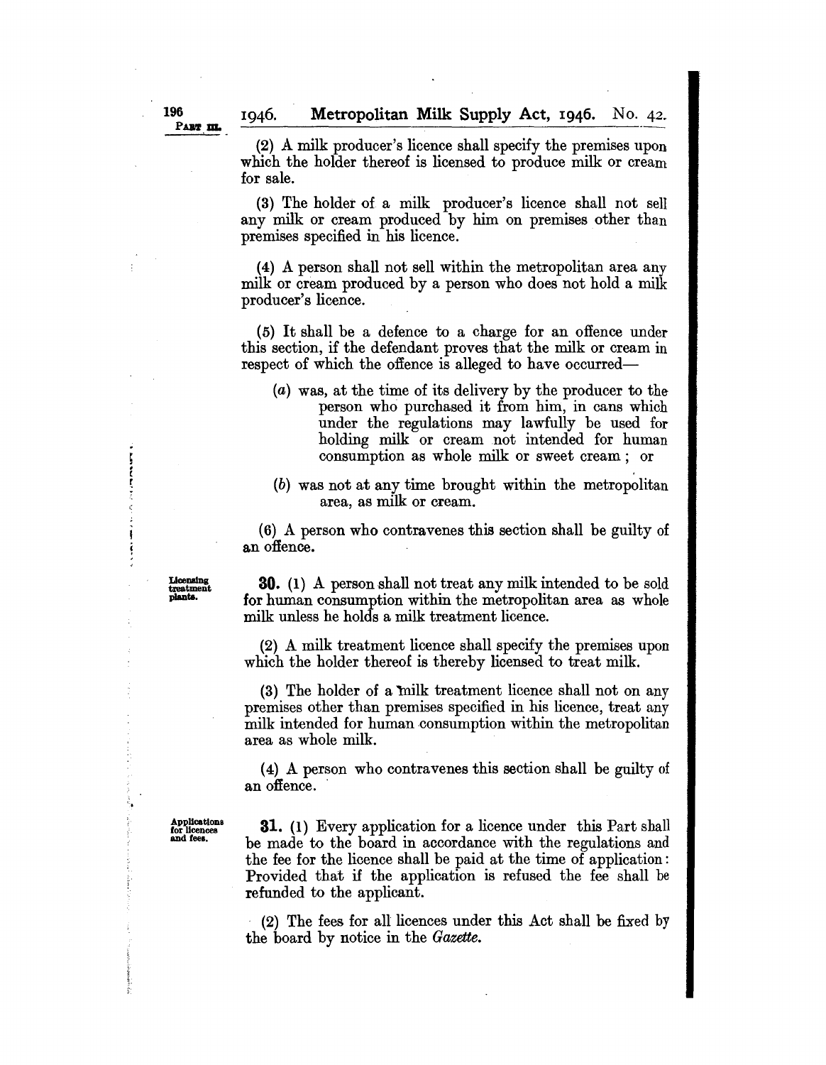(2) A milk producer's licence shall specify the premises upon which the holder thereof is licensed to produce milk or cream for sale.

(3) The holder of a milk producer's licence shall not sell any milk or cream produced by him on premises other than premises specified in his licence.

(4) A person shall not sell within the metropolitan area any milk or cream produced by a person who does not hold a milk producer's licence.

(5) It shall be a defence to a charge for an offence under this section, if the defendant proves that the milk or cream in respect of which the offence is alleged to have occurred—

(a) was, at the time of its delivery by the producer to the person who purchased it from him, in cans which under the regulations may lawfully be used for holding milk or cream not intended for human consumption as whole milk or sweet cream; or

(b) was not at any time brought within the metropolitan area, as milk or cream.

(6) A person who contravenes this section shall be guilty of an offence.

Licensing treatment plants.

**30.** (1) A person shall not treat any milk intended to be sold for human consumption within the metropolitan area as whole milk unless he holds a milk treatment licence.

(2) A milk treatment licence shall specify the premises upon which the holder thereof is thereby licensed to treat milk.

(3) The holder of a milk treatment licence shall not on any premises other than premises specified in his licence, treat any milk intended for human consumption within the metropolitan area as whole milk.

(4) A person who contravenes this section shall be guilty of an offence.

Applications for licences and fees.

**31.** (1) Every application for a licence under this Part shall be made to the board in accordance with the regulations and the fee for the licence shall be paid at the time of application: Provided that if the application is refused the fee shall be refunded to the applicant.

(2) The fees for all licences under this Act shall be fixed by the board by notice in the *Gazette*.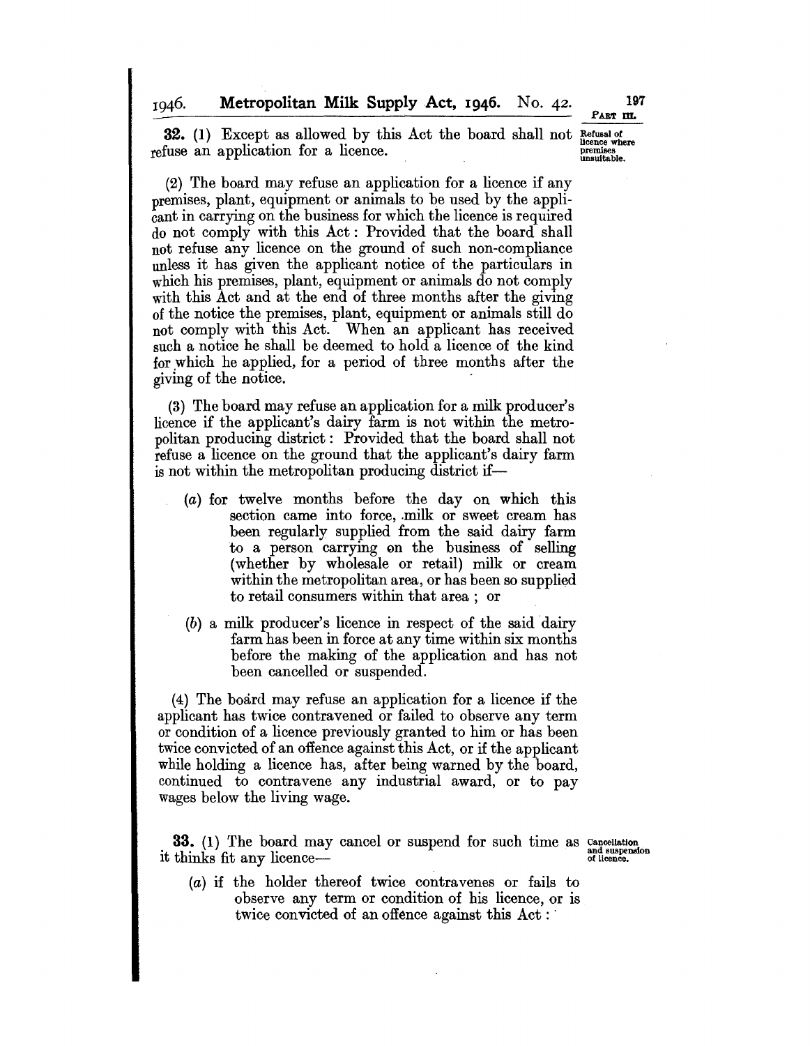**32.** (1) Except as allowed by this Act the board shall not refuse an application for a licence.

*Refusal of licence where premises unsuitable.*

(2) The board may refuse an application for a licence if any premises, plant, equipment or animals to be used by the applicant in carrying on the business for which the licence is required do not comply with this Act: Provided that the board shall not refuse any licence on the ground of such non-compliance unless it has given the applicant notice of the particulars in which his premises, plant, equipment or animals do not comply with this Act and at the end of three months after the giving of the notice the premises, plant, equipment or animals still do not comply with this Act. When an applicant has received such a notice he shall be deemed to hold a licence of the kind for which he applied, for a period of three months after the giving of the notice.

(3) The board may refuse an application for a milk producer's licence if the applicant's dairy farm is not within the metropolitan producing district: Provided that the board shall not refuse a licence on the ground that the applicant's dairy farm is not within the metropolitan producing district if—

(*a*) for twelve months before the day on which this section came into force, milk or sweet cream has been regularly supplied from the said dairy farm to a person carrying on the business of selling (whether by wholesale or retail) milk or cream within the metropolitan area, or has been so supplied to retail consumers within that area; or

(*b*) a milk producer's licence in respect of the said dairy farm has been in force at any time within six months before the making of the application and has not been cancelled or suspended.

(4) The board may refuse an application for a licence if the applicant has twice contravened or failed to observe any term or condition of a licence previously granted to him or has been twice convicted of an offence against this Act, or if the applicant while holding a licence has, after being warned by the board, continued to contravene any industrial award, or to pay wages below the living wage.

**33.** (1) The board may cancel or suspend for such time as it thinks fit any licence—

*Cancellation and suspension of licence.*

(*a*) if the holder thereof twice contravenes or fails to observe any term or condition of his licence, or is twice convicted of an offence against this Act: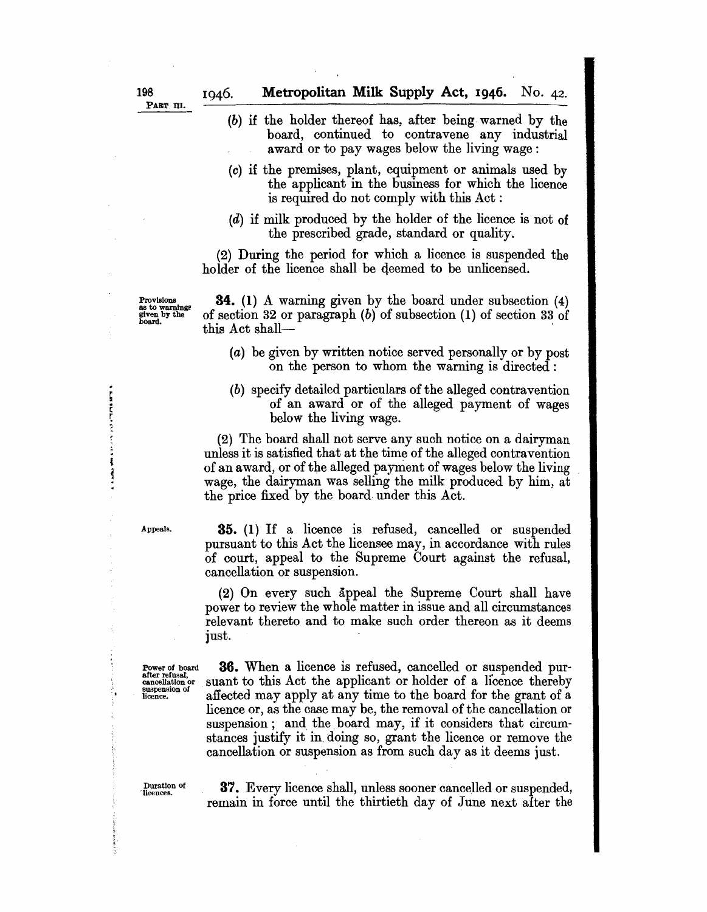(*b*) if the holder thereof has, after being warned by the board, continued to contravene any industrial award or to pay wages below the living wage:

(*c*) if the premises, plant, equipment or animals used by the applicant in the business for which the licence is required do not comply with this Act:

(*d*) if milk produced by the holder of the licence is not of the prescribed grade, standard or quality.

(2) During the period for which a licence is suspended the holder of the licence shall be deemed to be unlicensed.

*Provisions as to warnings given by the board.*

**34.** (1) A warning given by the board under subsection (4) of section 32 or paragraph (*b*) of subsection (1) of section 33 of this Act shall—

(*a*) be given by written notice served personally or by post on the person to whom the warning is directed:

(*b*) specify detailed particulars of the alleged contravention of an award or of the alleged payment of wages below the living wage.

(2) The board shall not serve any such notice on a dairyman unless it is satisfied that at the time of the alleged contravention of an award, or of the alleged payment of wages below the living wage, the dairyman was selling the milk produced by him, at the price fixed by the board under this Act.

*Appeals.*

**35.** (1) If a licence is refused, cancelled or suspended pursuant to this Act the licensee may, in accordance with rules of court, appeal to the Supreme Court against the refusal, cancellation or suspension.

(2) On every such appeal the Supreme Court shall have power to review the whole matter in issue and all circumstances relevant thereto and to make such order thereon as it deems just.

*Power of board after refusal, cancellation or suspension of licence.*

**36.** When a licence is refused, cancelled or suspended pursuant to this Act the applicant or holder of a licence thereby affected may apply at any time to the board for the grant of a licence or, as the case may be, the removal of the cancellation or suspension; and the board may, if it considers that circumstances justify it in doing so, grant the licence or remove the cancellation or suspension as from such day as it deems just.

*Duration of licences.*

**37.** Every licence shall, unless sooner cancelled or suspended, remain in force until the thirtieth day of June next after the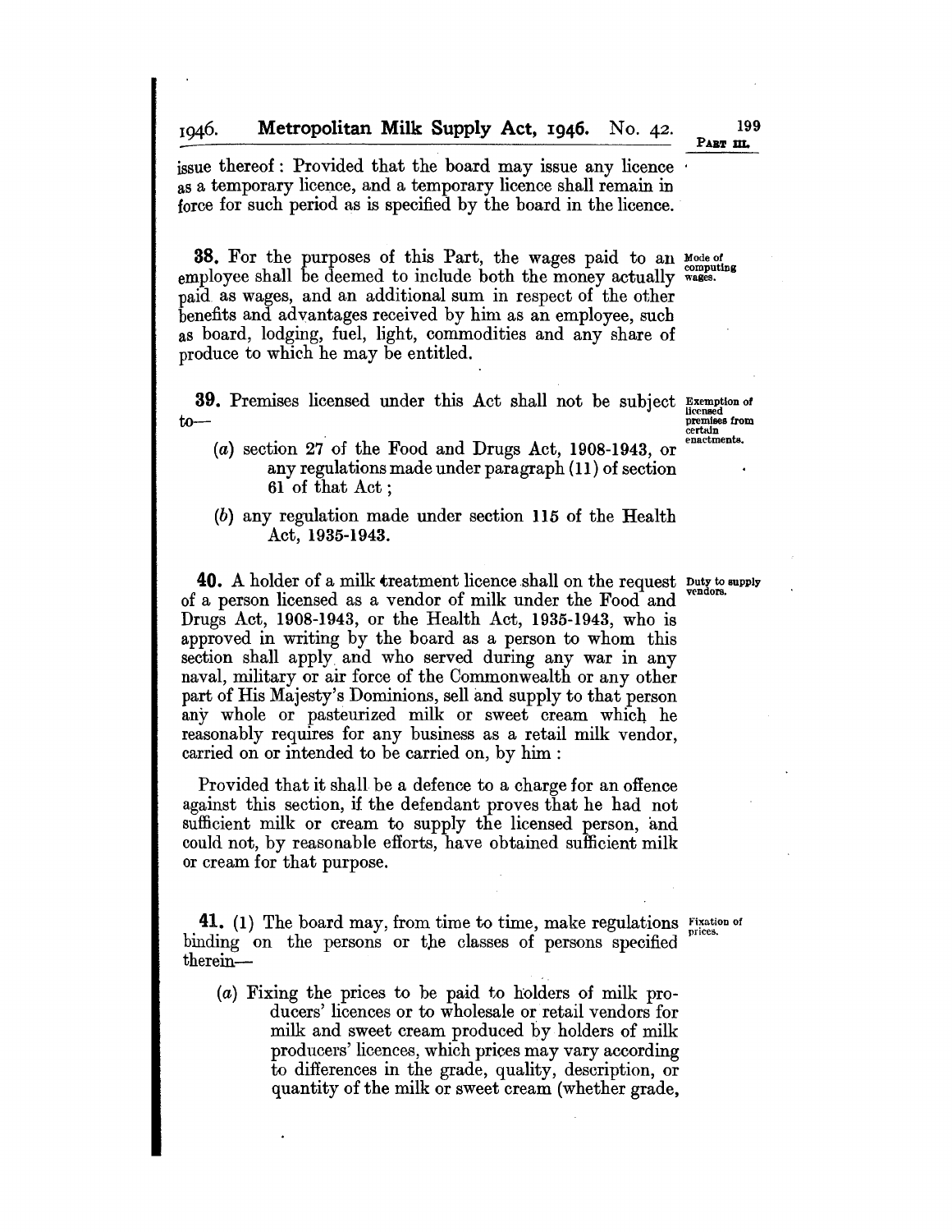issue thereof: Provided that the board may issue any licence as a temporary licence, and a temporary licence shall remain in force for such period as is specified by the board in the licence.

**38.** For the purposes of this Part, the wages paid to an employee shall be deemed to include both the money actually paid as wages, and an additional sum in respect of the other benefits and advantages received by him as an employee, such as board, lodging, fuel, light, commodities and any share of produce to which he may be entitled.

Mode of computing wages.

**39.** Premises licensed under this Act shall not be subject to—

(*a*) section 27 of the Food and Drugs Act, 1908-1943, or any regulations made under paragraph (11) of section 61 of that Act;

(*b*) any regulation made under section 115 of the Health Act, 1935-1943.

Exemption of licensed premises from certain enactments.

**40.** A holder of a milk treatment licence shall on the request of a person licensed as a vendor of milk under the Food and Drugs Act, 1908-1943, or the Health Act, 1935-1943, who is approved in writing by the board as a person to whom this section shall apply and who served during any war in any naval, military or air force of the Commonwealth or any other part of His Majesty's Dominions, sell and supply to that person any whole or pasteurized milk or sweet cream which he reasonably requires for any business as a retail milk vendor, carried on or intended to be carried on, by him:

Duty to supply vendors.

Provided that it shall be a defence to a charge for an offence against this section, if the defendant proves that he had not sufficient milk or cream to supply the licensed person, and could not, by reasonable efforts, have obtained sufficient milk or cream for that purpose.

**41.** (1) The board may, from time to time, make regulations binding on the persons or the classes of persons specified therein—

Fixation of prices.

(*a*) Fixing the prices to be paid to holders of milk producers' licences or to wholesale or retail vendors for milk and sweet cream produced by holders of milk producers' licences, which prices may vary according to differences in the grade, quality, description, or quantity of the milk or sweet cream (whether grade,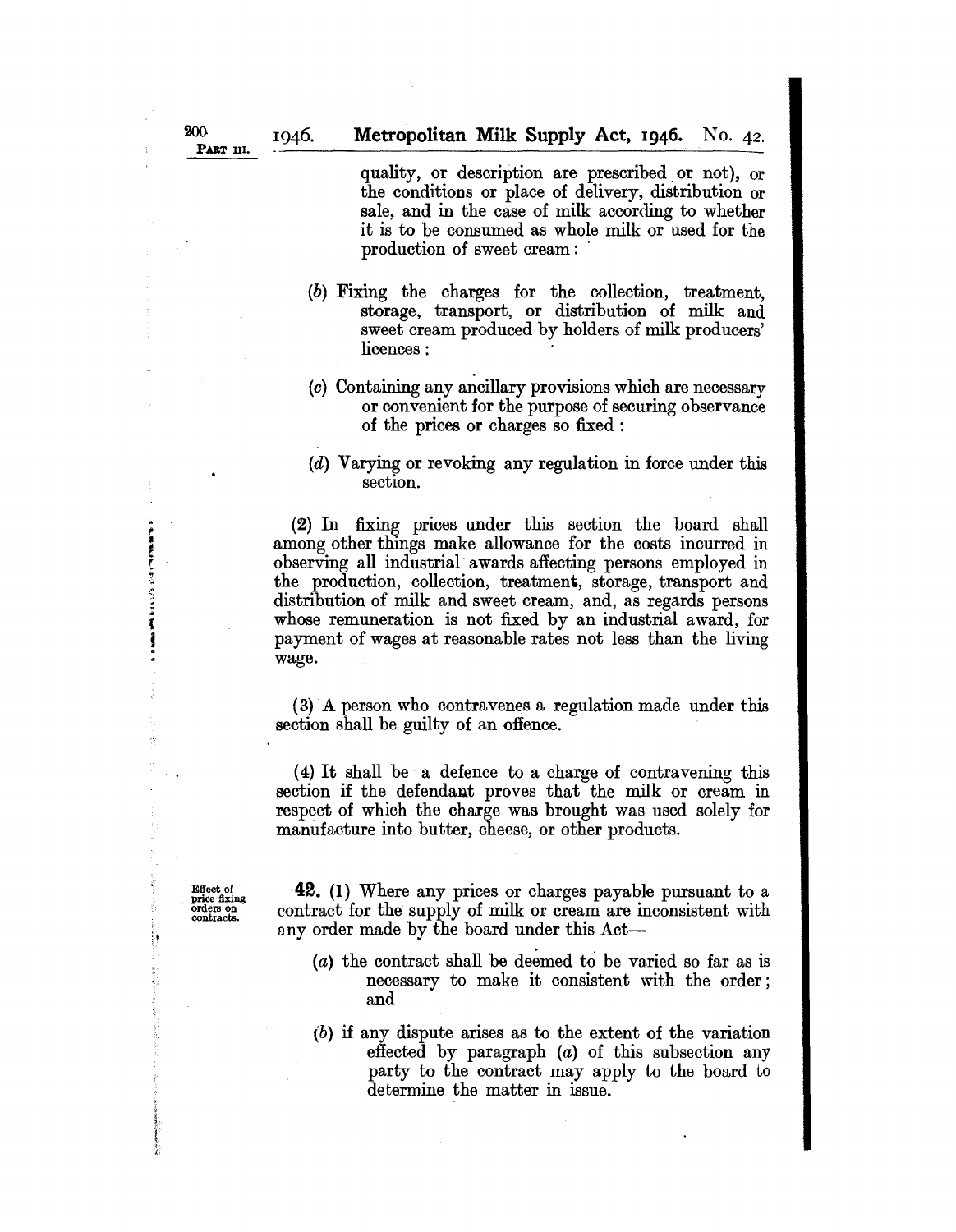quality, or description are prescribed or not), or the conditions or place of delivery, distribution or sale, and in the case of milk according to whether it is to be consumed as whole milk or used for the production of sweet cream:

(b) Fixing the charges for the collection, treatment, storage, transport, or distribution of milk and sweet cream produced by holders of milk producers' licences:

(c) Containing any ancillary provisions which are necessary or convenient for the purpose of securing observance of the prices or charges so fixed:

(d) Varying or revoking any regulation in force under this section.

(2) In fixing prices under this section the board shall among other things make allowance for the costs incurred in observing all industrial awards affecting persons employed in the production, collection, treatment, storage, transport and distribution of milk and sweet cream, and, as regards persons whose remuneration is not fixed by an industrial award, for payment of wages at reasonable rates not less than the living wage.

(3) A person who contravenes a regulation made under this section shall be guilty of an offence.

(4) It shall be a defence to a charge of contravening this section if the defendant proves that the milk or cream in respect of which the charge was brought was used solely for manufacture into butter, cheese, or other products.

*Effect of price fixing orders on contracts.*

**42.** (1) Where any prices or charges payable pursuant to a contract for the supply of milk or cream are inconsistent with any order made by the board under this Act—

(a) the contract shall be deemed to be varied so far as is necessary to make it consistent with the order; and

(b) if any dispute arises as to the extent of the variation effected by paragraph (a) of this subsection any party to the contract may apply to the board to determine the matter in issue.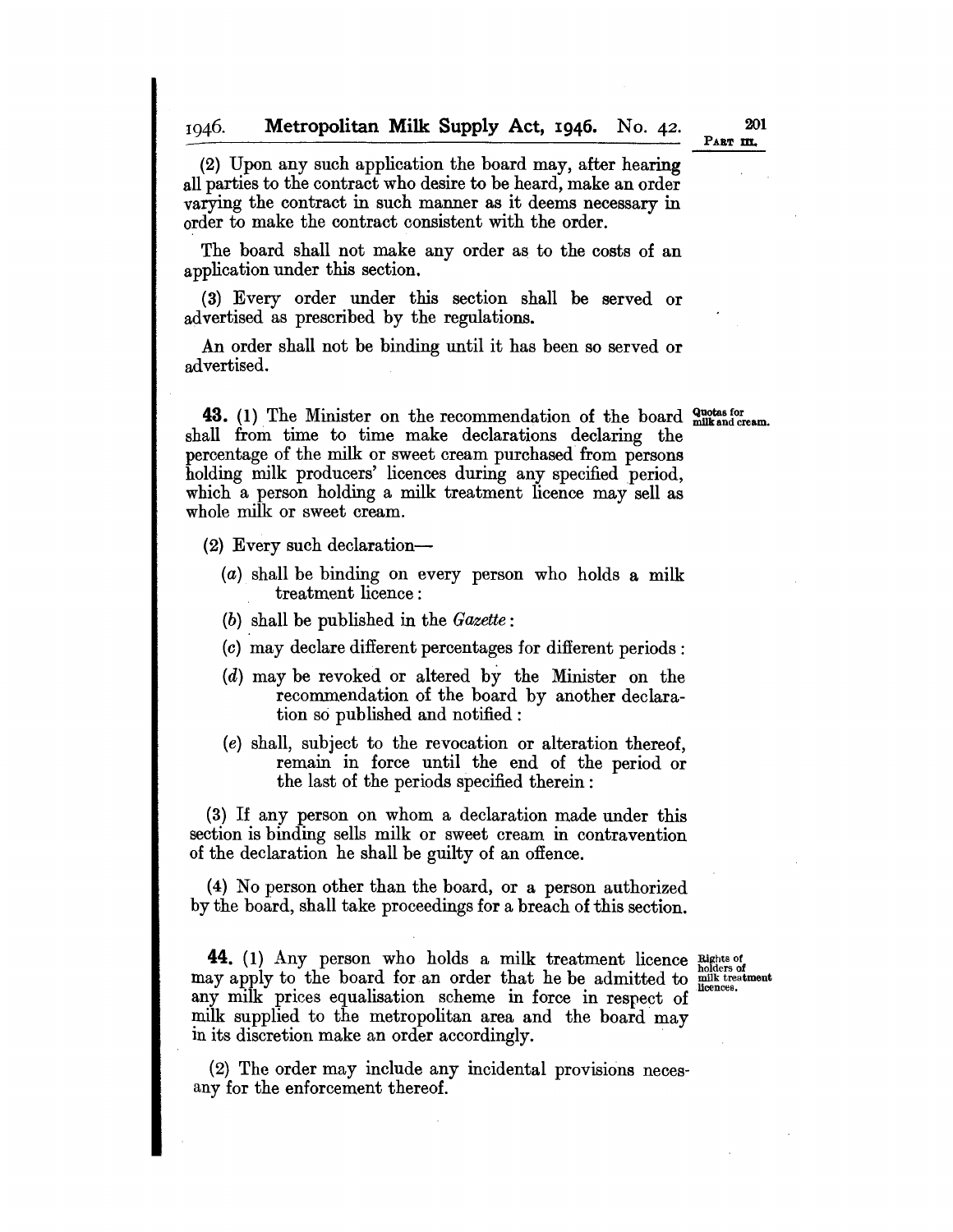(2) Upon any such application the board may, after hearing all parties to the contract who desire to be heard, make an order varying the contract in such manner as it deems necessary in order to make the contract consistent with the order.

The board shall not make any order as to the costs of an application under this section.

(3) Every order under this section shall be served or advertised as prescribed by the regulations.

An order shall not be binding until it has been so served or advertised.

**43.** (1) The Minister on the recommendation of the board shall from time to time make declarations declaring the percentage of the milk or sweet cream purchased from persons holding milk producers' licences during any specified period, which a person holding a milk treatment licence may sell as whole milk or sweet cream.

Quotas for milk and cream.

(2) Every such declaration—

(*a*) shall be binding on every person who holds a milk treatment licence:

(*b*) shall be published in the *Gazette*:

(*c*) may declare different percentages for different periods:

(*d*) may be revoked or altered by the Minister on the recommendation of the board by another declaration so published and notified:

(*e*) shall, subject to the revocation or alteration thereof, remain in force until the end of the period or the last of the periods specified therein:

(3) If any person on whom a declaration made under this section is binding sells milk or sweet cream in contravention of the declaration he shall be guilty of an offence.

(4) No person other than the board, or a person authorized by the board, shall take proceedings for a breach of this section.

**44.** (1) Any person who holds a milk treatment licence may apply to the board for an order that he be admitted to any milk prices equalisation scheme in force in respect of milk supplied to the metropolitan area and the board may in its discretion make an order accordingly.

Rights of holders of milk treatment licences.

(2) The order may include any incidental provisions necessary for the enforcement thereof.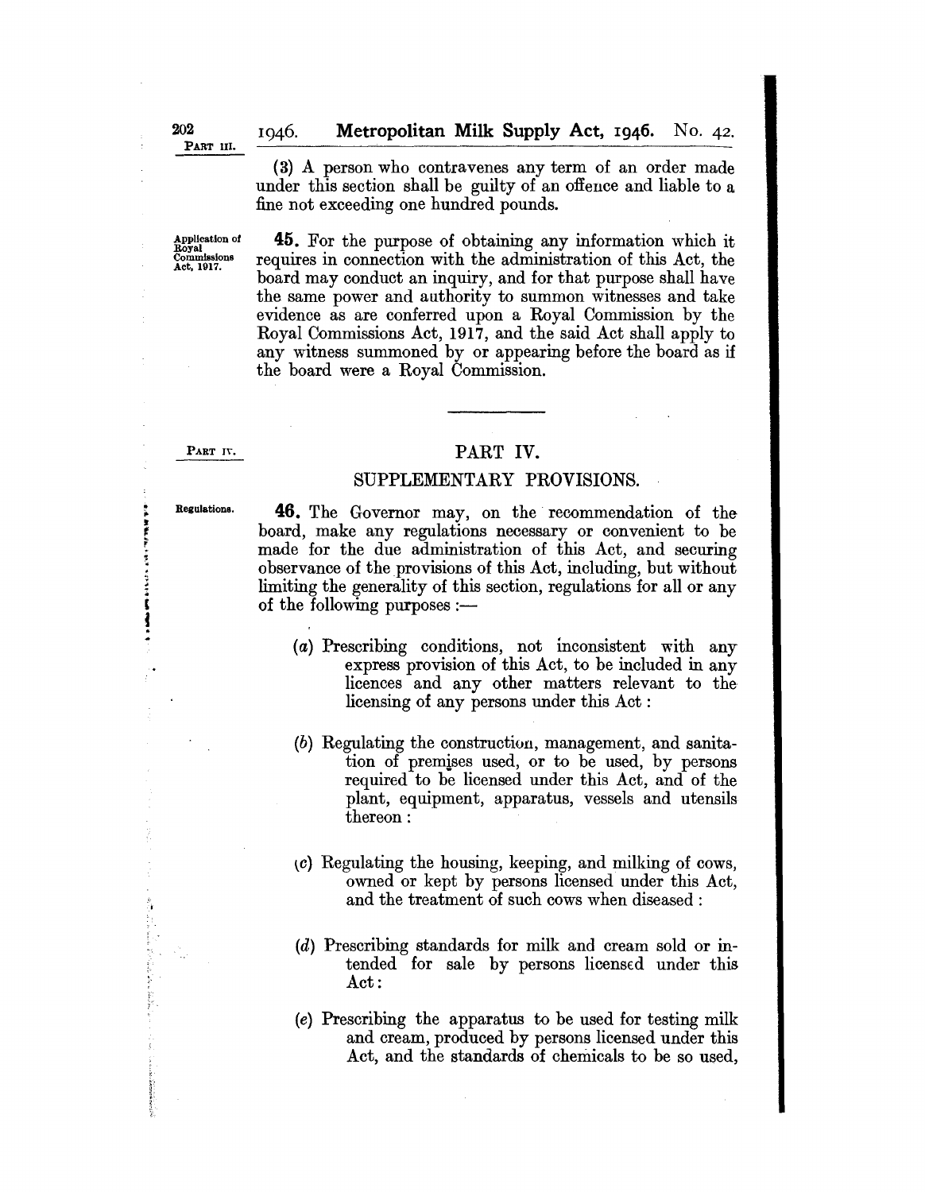(3) A person who contravenes any term of an order made under this section shall be guilty of an offence and liable to a fine not exceeding one hundred pounds.

Application of Royal Commissions Act, 1917.

**45.** For the purpose of obtaining any information which it requires in connection with the administration of this Act, the board may conduct an inquiry, and for that purpose shall have the same power and authority to summon witnesses and take evidence as are conferred upon a Royal Commission by the Royal Commissions Act, 1917, and the said Act shall apply to any witness summoned by or appearing before the board as if the board were a Royal Commission.

---

## PART IV.

### SUPPLEMENTARY PROVISIONS.

Regulations.

**46.** The Governor may, on the recommendation of the board, make any regulations necessary or convenient to be made for the due administration of this Act, and securing observance of the provisions of this Act, including, but without limiting the generality of this section, regulations for all or any of the following purposes :—

(*a*) Prescribing conditions, not inconsistent with any express provision of this Act, to be included in any licences and any other matters relevant to the licensing of any persons under this Act :

(*b*) Regulating the construction, management, and sanitation of premises used, or to be used, by persons required to be licensed under this Act, and of the plant, equipment, apparatus, vessels and utensils thereon :

(*c*) Regulating the housing, keeping, and milking of cows, owned or kept by persons licensed under this Act, and the treatment of such cows when diseased :

(*d*) Prescribing standards for milk and cream sold or intended for sale by persons licensed under this Act :

(*e*) Prescribing the apparatus to be used for testing milk and cream, produced by persons licensed under this Act, and the standards of chemicals to be so used,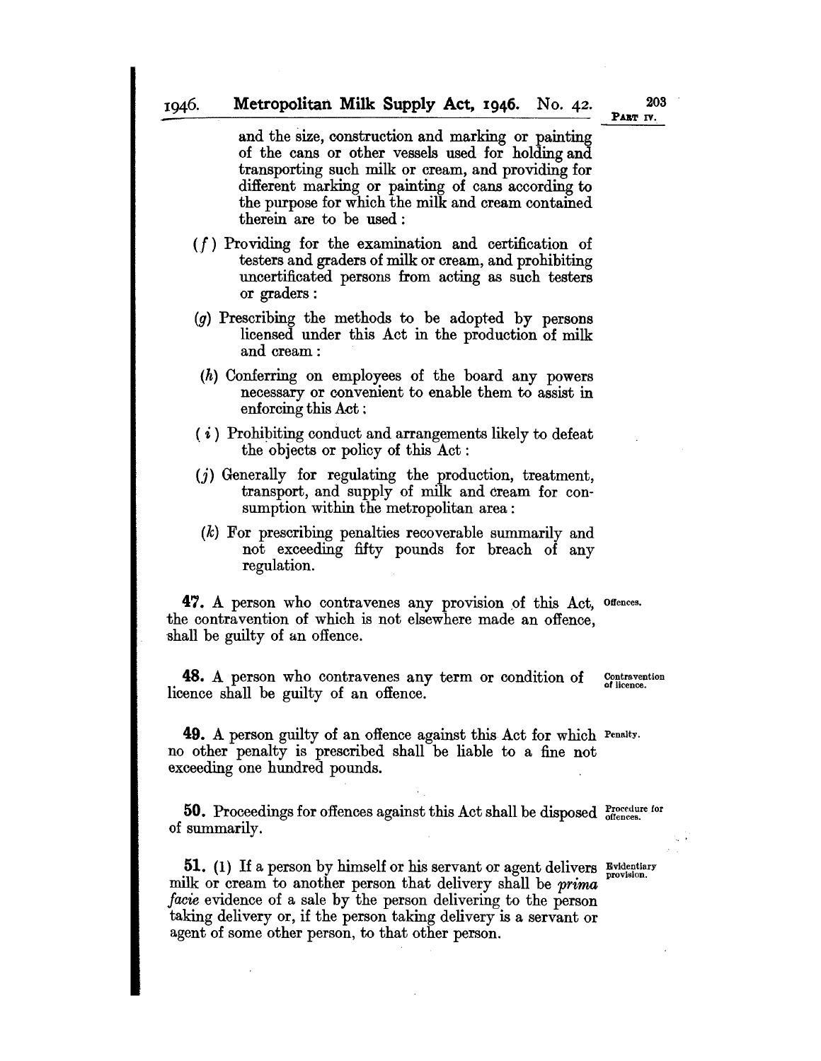and the size, construction and marking or painting of the cans or other vessels used for holding and transporting such milk or cream, and providing for different marking or painting of cans according to the purpose for which the milk and cream contained therein are to be used:

(*f*) Providing for the examination and certification of testers and graders of milk or cream, and prohibiting uncertificated persons from acting as such testers or graders:

(*g*) Prescribing the methods to be adopted by persons licensed under this Act in the production of milk and cream:

(*h*) Conferring on employees of the board any powers necessary or convenient to enable them to assist in enforcing this Act:

(*i*) Prohibiting conduct and arrangements likely to defeat the objects or policy of this Act:

(*j*) Generally for regulating the production, treatment, transport, and supply of milk and cream for consumption within the metropolitan area:

(*k*) For prescribing penalties recoverable summarily and not exceeding fifty pounds for breach of any regulation.

**47.** A person who contravenes any provision of this Act, the contravention of which is not elsewhere made an offence, shall be guilty of an offence. *Offences.*

**48.** A person who contravenes any term or condition of licence shall be guilty of an offence. *Contravention of licence.*

**49.** A person guilty of an offence against this Act for which no other penalty is prescribed shall be liable to a fine not exceeding one hundred pounds. *Penalty.*

**50.** Proceedings for offences against this Act shall be disposed of summarily. *Procedure for offences.*

**51.** (1) If a person by himself or his servant or agent delivers milk or cream to another person that delivery shall be *prima facie* evidence of a sale by the person delivering to the person taking delivery or, if the person taking delivery is a servant or agent of some other person, to that other person. *Evidentiary provision.*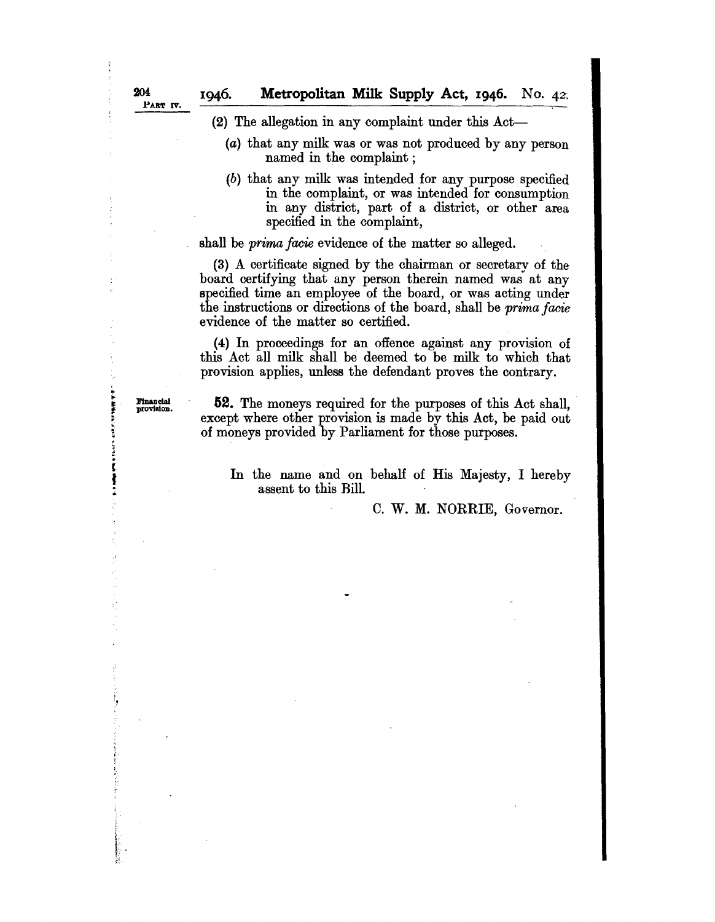(2) The allegation in any complaint under this Act—

(*a*) that any milk was or was not produced by any person named in the complaint;

(*b*) that any milk was intended for any purpose specified in the complaint, or was intended for consumption in any district, part of a district, or other area specified in the complaint,

shall be *prima facie* evidence of the matter so alleged.

(3) A certificate signed by the chairman or secretary of the board certifying that any person therein named was at any specified time an employee of the board, or was acting under the instructions or directions of the board, shall be *prima facie* evidence of the matter so certified.

(4) In proceedings for an offence against any provision of this Act all milk shall be deemed to be milk to which that provision applies, unless the defendant proves the contrary.

Financial provision.

**52.** The moneys required for the purposes of this Act shall, except where other provision is made by this Act, be paid out of moneys provided by Parliament for those purposes.

In the name and on behalf of His Majesty, I hereby assent to this Bill.

C. W. M. NORRIE, Governor.